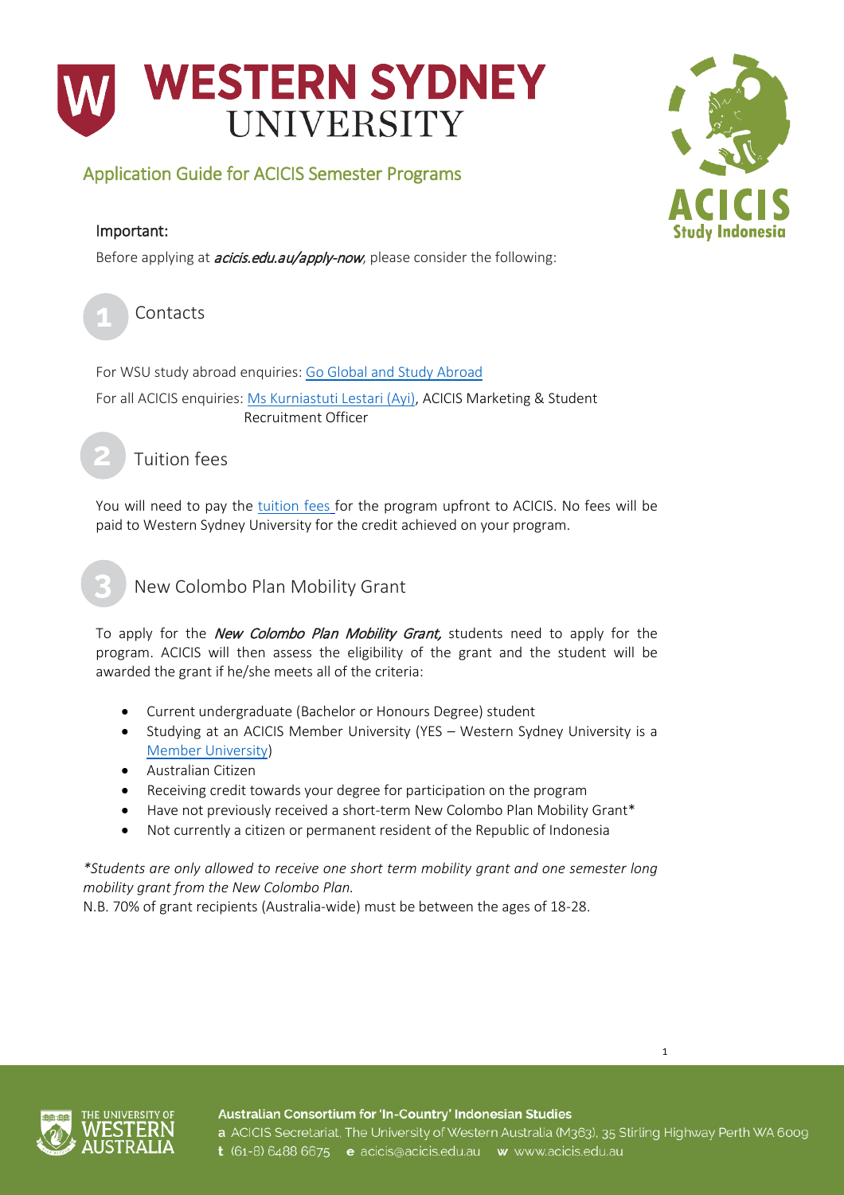# WESTERN SYDNEY UNIVERSITY

## Application Guide for ACICIS Semester Programs

### Important:

Before applying at *acicis.edu.au/apply-now*, please consider the following:

### 1 Contacts

For WSU study abroad enquiries: Go Global and Study Abroad

For all ACICIS enquiries: Ms Kurniastuti Lestari (Ayi), ACICIS Marketing & Student Recruitment Officer

### 2 Tuition fees

You will need to pay the tuition fees for the program upfront to ACICIS. No fees will be paid to Western Sydney University for the credit achieved on your program.

### 3 New Colombo Plan Mobility Grant

To apply for the *New Colombo Plan Mobility Grant,* students need to apply for the program. ACICIS will then assess the eligibility of the grant and the student will be awarded the grant if he/she meets all of the criteria:

- Current undergraduate (Bachelor or Honours Degree) student
- Studying at an ACICIS Member University (YES – Western Sydney University is a Member University)
- Australian Citizen
- Receiving credit towards your degree for participation on the program
- Have not previously received a short-term New Colombo Plan Mobility Grant*
- Not currently a citizen or permanent resident of the Republic of Indonesia

**Students are only allowed to receive one short term mobility grant and one semester long mobility grant from the New Colombo Plan.*

N.B. 70% of grant recipients (Australia-wide) must be between the ages of 18-28.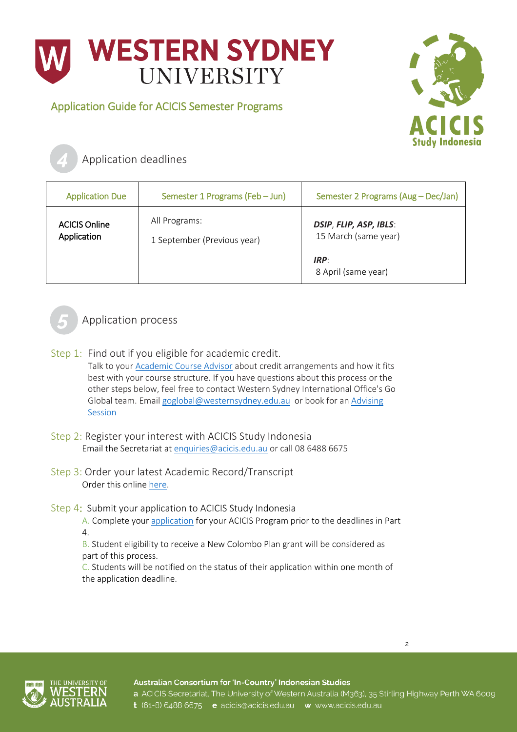## Application Guide for ACICIS Semester Programs

## 4 Application deadlines

| Application Due | Semester 1 Programs (Feb – Jun) | Semester 2 Programs (Aug – Dec/Jan) |
|---|---|---|
| ACICIS Online Application | All Programs:<br>1 September (Previous year) | ***DSIP***, ***FLIP, ASP, IBLS***:<br>15 March (same year)<br>***IRP***:<br>8 April (same year) |

## 5 Application process

### Step 1: Find out if you eligible for academic credit.

Talk to your Academic Course Advisor about credit arrangements and how it fits best with your course structure. If you have questions about this process or the other steps below, feel free to contact Western Sydney International Office's Go Global team. Email goglobal@westernsydney.edu.au or book for an Advising Session

### Step 2: Register your interest with ACICIS Study Indonesia

Email the Secretariat at enquiries@acicis.edu.au or call 08 6488 6675

### Step 3: Order your latest Academic Record/Transcript

Order this online here.

### Step 4: Submit your application to ACICIS Study Indonesia

A. Complete your application for your ACICIS Program prior to the deadlines in Part 4.

B. Student eligibility to receive a New Colombo Plan grant will be considered as part of this process.

C. Students will be notified on the status of their application within one month of the application deadline.

**Australian Consortium for 'In-Country' Indonesian Studies**

**a** ACICIS Secretariat, The University of Western Australia (M363), 35 Stirling Highway Perth WA 6009

**t** (61-8) 6488 6675 **e** acicis@acicis.edu.au **w** www.acicis.edu.au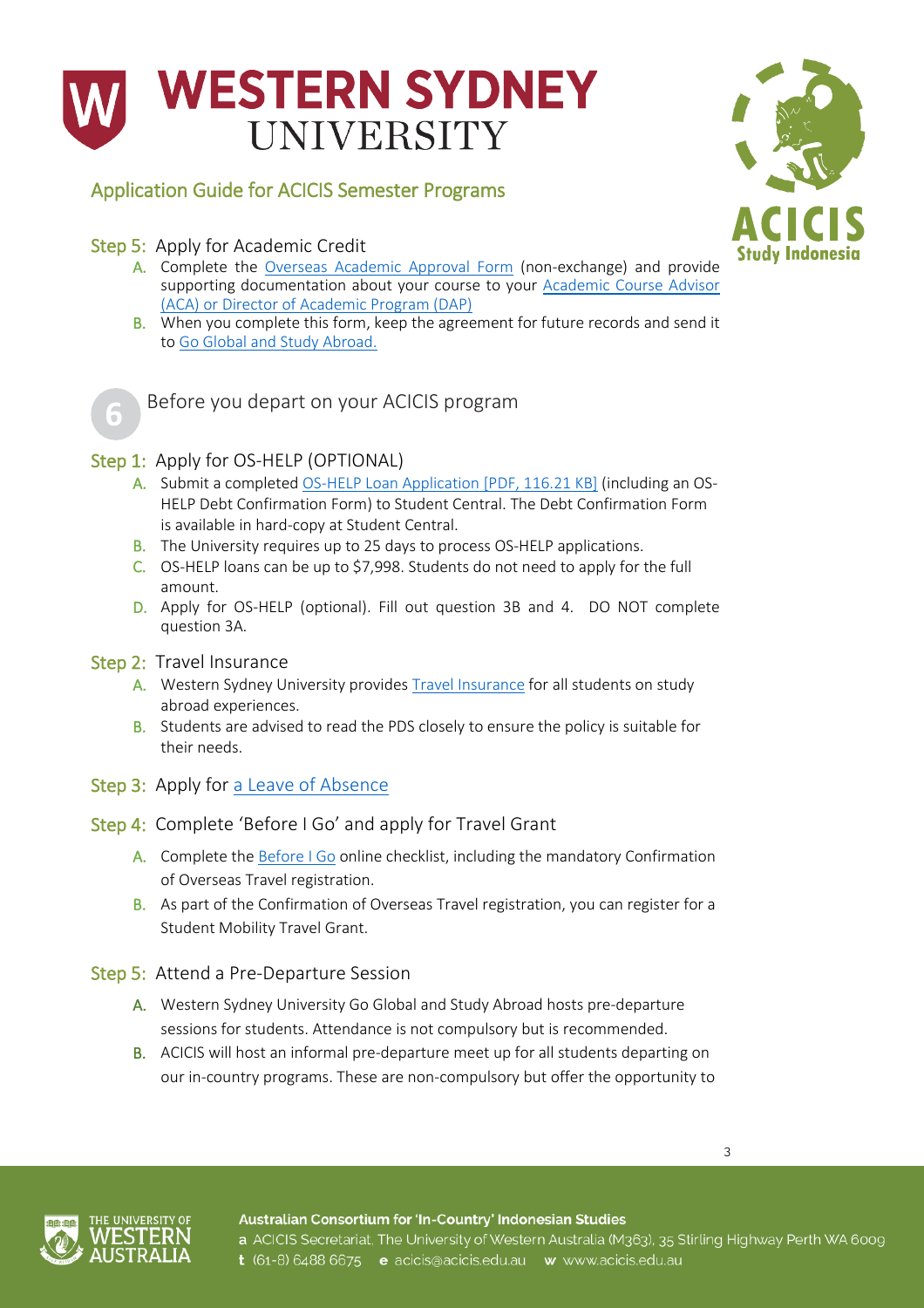### Step 5: Apply for Academic Credit

A. Complete the Overseas Academic Approval Form (non-exchange) and provide supporting documentation about your course to your Academic Course Advisor (ACA) or Director of Academic Program (DAP)

B. When you complete this form, keep the agreement for future records and send it to Go Global and Study Abroad.

## 6 Before you depart on your ACICIS program

### Step 1: Apply for OS-HELP (OPTIONAL)

A. Submit a completed OS-HELP Loan Application [PDF, 116.21 KB] (including an OS-HELP Debt Confirmation Form) to Student Central. The Debt Confirmation Form is available in hard-copy at Student Central.

B. The University requires up to 25 days to process OS-HELP applications.

C. OS-HELP loans can be up to $7,998. Students do not need to apply for the full amount.

D. Apply for OS-HELP (optional). Fill out question 3B and 4. DO NOT complete question 3A.

### Step 2: Travel Insurance

A. Western Sydney University provides Travel Insurance for all students on study abroad experiences.

B. Students are advised to read the PDS closely to ensure the policy is suitable for their needs.

### Step 3: Apply for a Leave of Absence

### Step 4: Complete 'Before I Go' and apply for Travel Grant

A. Complete the Before I Go online checklist, including the mandatory Confirmation of Overseas Travel registration.

B. As part of the Confirmation of Overseas Travel registration, you can register for a Student Mobility Travel Grant.

### Step 5: Attend a Pre-Departure Session

A. Western Sydney University Go Global and Study Abroad hosts pre-departure sessions for students. Attendance is not compulsory but is recommended.

B. ACICIS will host an informal pre-departure meet up for all students departing on our in-country programs. These are non-compulsory but offer the opportunity to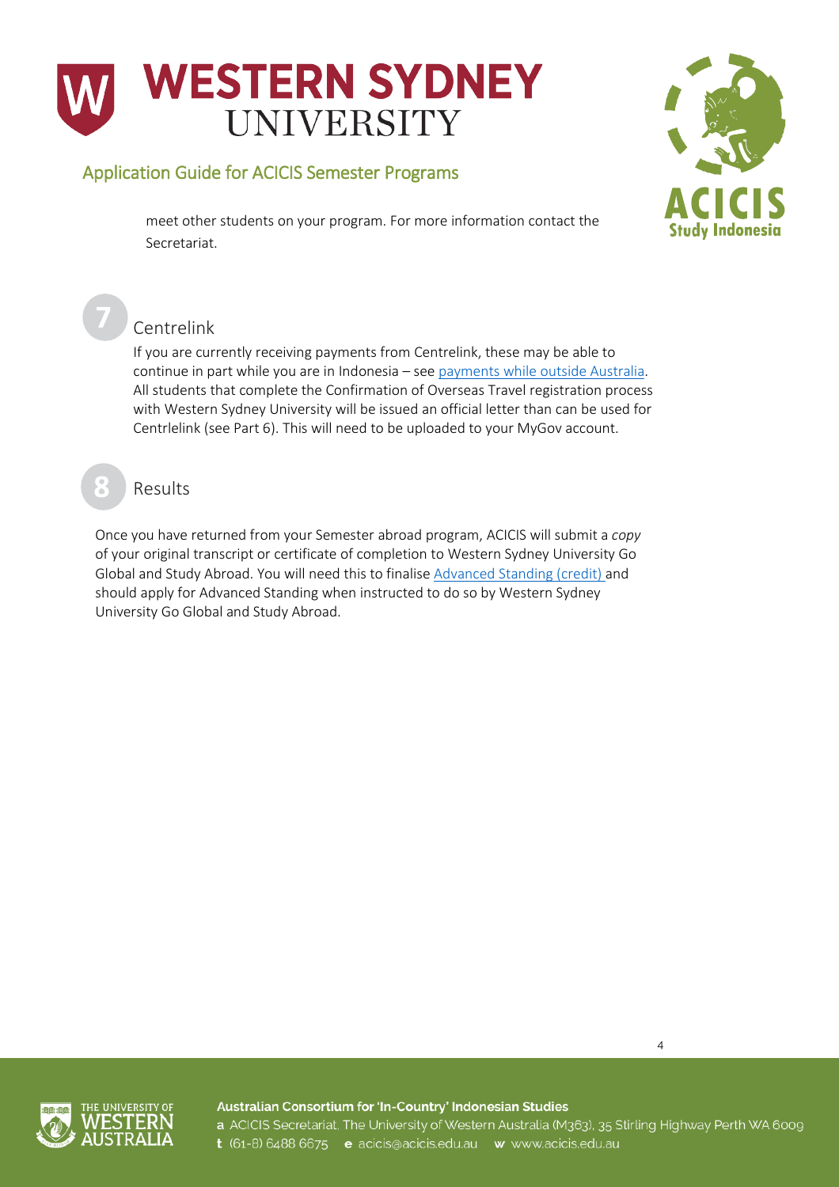meet other students on your program. For more information contact the Secretariat.

## 7 Centrelink

If you are currently receiving payments from Centrelink, these may be able to continue in part while you are in Indonesia – see payments while outside Australia. All students that complete the Confirmation of Overseas Travel registration process with Western Sydney University will be issued an official letter than can be used for Centrlelink (see Part 6). This will need to be uploaded to your MyGov account.

## 8 Results

Once you have returned from your Semester abroad program, ACICIS will submit a *copy* of your original transcript or certificate of completion to Western Sydney University Go Global and Study Abroad. You will need this to finalise Advanced Standing (credit) and should apply for Advanced Standing when instructed to do so by Western Sydney University Go Global and Study Abroad.